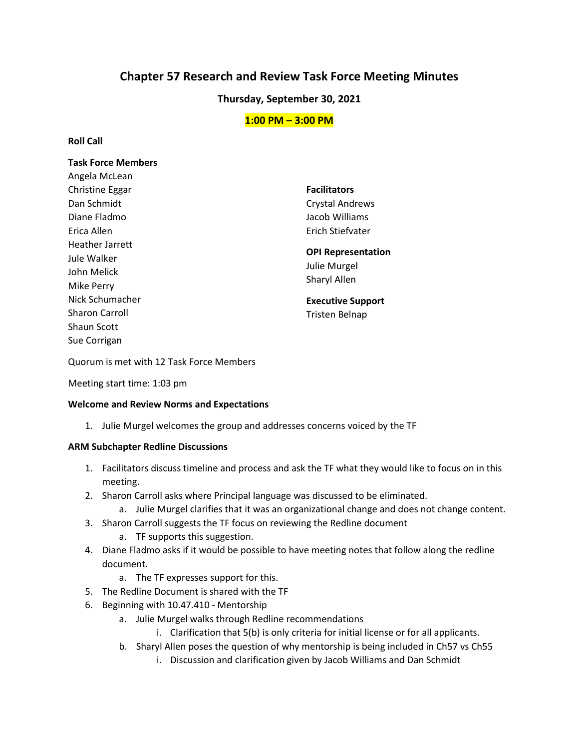# Chapter 57 Research and Review Task Force Meeting Minutes

**Thursday, September 30, 2021**

**1:00 PM – 3:00 PM**

**Roll Call**

**Task Force Members**

Angela McLean
Christine Eggar
Dan Schmidt
Diane Fladmo
Erica Allen
Heather Jarrett
Jule Walker
John Melick
Mike Perry
Nick Schumacher
Sharon Carroll
Shaun Scott
Sue Corrigan

**Facilitators**

Crystal Andrews
Jacob Williams
Erich Stiefvater

**OPI Representation**

Julie Murgel
Sharyl Allen

**Executive Support**

Tristen Belnap

Quorum is met with 12 Task Force Members

Meeting start time: 1:03 pm

**Welcome and Review Norms and Expectations**

1. Julie Murgel welcomes the group and addresses concerns voiced by the TF

**ARM Subchapter Redline Discussions**

1. Facilitators discuss timeline and process and ask the TF what they would like to focus on in this meeting.
2. Sharon Carroll asks where Principal language was discussed to be eliminated.
    a. Julie Murgel clarifies that it was an organizational change and does not change content.
3. Sharon Carroll suggests the TF focus on reviewing the Redline document
    a. TF supports this suggestion.
4. Diane Fladmo asks if it would be possible to have meeting notes that follow along the redline document.
    a. The TF expresses support for this.
5. The Redline Document is shared with the TF
6. Beginning with 10.47.410 - Mentorship
    a. Julie Murgel walks through Redline recommendations
        i. Clarification that 5(b) is only criteria for initial license or for all applicants.
    b. Sharyl Allen poses the question of why mentorship is being included in Ch57 vs Ch55
        i. Discussion and clarification given by Jacob Williams and Dan Schmidt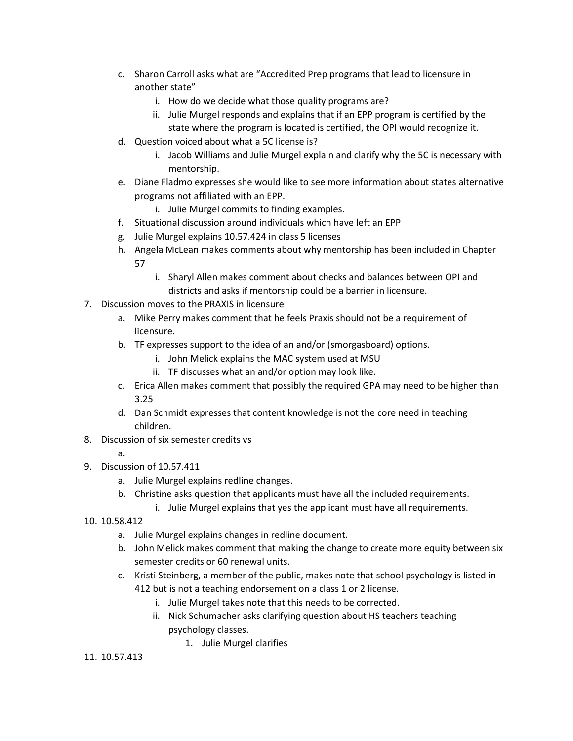c. Sharon Carroll asks what are "Accredited Prep programs that lead to licensure in another state"
      i. How do we decide what those quality programs are?
      ii. Julie Murgel responds and explains that if an EPP program is certified by the state where the program is located is certified, the OPI would recognize it.
   d. Question voiced about what a 5C license is?
      i. Jacob Williams and Julie Murgel explain and clarify why the 5C is necessary with mentorship.
   e. Diane Fladmo expresses she would like to see more information about states alternative programs not affiliated with an EPP.
      i. Julie Murgel commits to finding examples.
   f. Situational discussion around individuals which have left an EPP
   g. Julie Murgel explains 10.57.424 in class 5 licenses
   h. Angela McLean makes comments about why mentorship has been included in Chapter 57
      i. Sharyl Allen makes comment about checks and balances between OPI and districts and asks if mentorship could be a barrier in licensure.

7. Discussion moves to the PRAXIS in licensure
   a. Mike Perry makes comment that he feels Praxis should not be a requirement of licensure.
   b. TF expresses support to the idea of an and/or (smorgasboard) options.
      i. John Melick explains the MAC system used at MSU
      ii. TF discusses what an and/or option may look like.
   c. Erica Allen makes comment that possibly the required GPA may need to be higher than 3.25
   d. Dan Schmidt expresses that content knowledge is not the core need in teaching children.
8. Discussion of six semester credits vs
   a.
9. Discussion of 10.57.411
   a. Julie Murgel explains redline changes.
   b. Christine asks question that applicants must have all the included requirements.
      i. Julie Murgel explains that yes the applicant must have all requirements.
10. 10.58.412
    a. Julie Murgel explains changes in redline document.
    b. John Melick makes comment that making the change to create more equity between six semester credits or 60 renewal units.
    c. Kristi Steinberg, a member of the public, makes note that school psychology is listed in 412 but is not a teaching endorsement on a class 1 or 2 license.
       i. Julie Murgel takes note that this needs to be corrected.
       ii. Nick Schumacher asks clarifying question about HS teachers teaching psychology classes.
          1. Julie Murgel clarifies
11. 10.57.413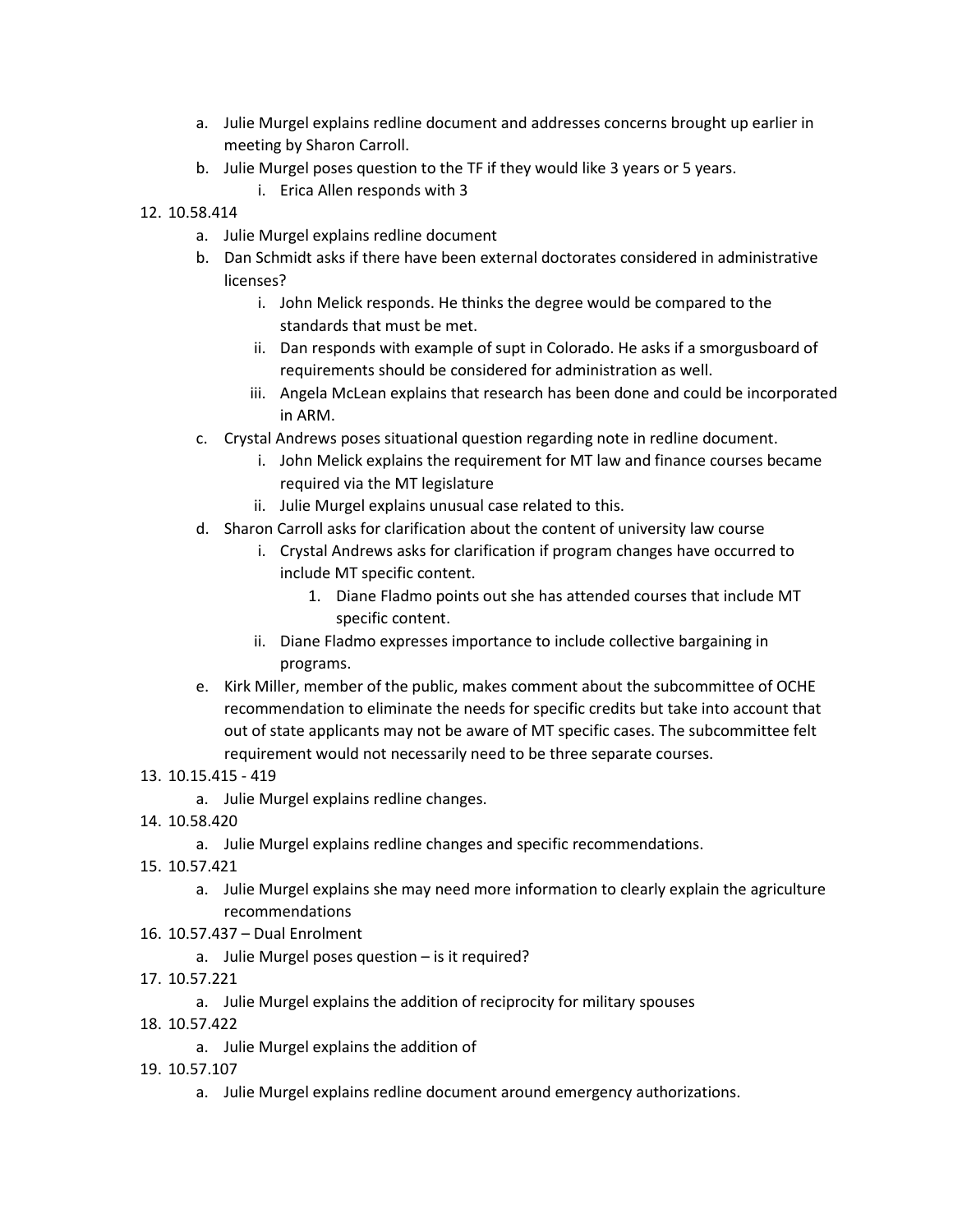a. Julie Murgel explains redline document and addresses concerns brought up earlier in meeting by Sharon Carroll.
   b. Julie Murgel poses question to the TF if they would like 3 years or 5 years.
      i. Erica Allen responds with 3

12. 10.58.414
    a. Julie Murgel explains redline document
    b. Dan Schmidt asks if there have been external doctorates considered in administrative licenses?
       i. John Melick responds. He thinks the degree would be compared to the standards that must be met.
       ii. Dan responds with example of supt in Colorado. He asks if a smorgusboard of requirements should be considered for administration as well.
       iii. Angela McLean explains that research has been done and could be incorporated in ARM.
    c. Crystal Andrews poses situational question regarding note in redline document.
       i. John Melick explains the requirement for MT law and finance courses became required via the MT legislature
       ii. Julie Murgel explains unusual case related to this.
    d. Sharon Carroll asks for clarification about the content of university law course
       i. Crystal Andrews asks for clarification if program changes have occurred to include MT specific content.
          1. Diane Fladmo points out she has attended courses that include MT specific content.
       ii. Diane Fladmo expresses importance to include collective bargaining in programs.
    e. Kirk Miller, member of the public, makes comment about the subcommittee of OCHE recommendation to eliminate the needs for specific credits but take into account that out of state applicants may not be aware of MT specific cases. The subcommittee felt requirement would not necessarily need to be three separate courses.
13. 10.15.415 - 419
    a. Julie Murgel explains redline changes.
14. 10.58.420
    a. Julie Murgel explains redline changes and specific recommendations.
15. 10.57.421
    a. Julie Murgel explains she may need more information to clearly explain the agriculture recommendations
16. 10.57.437 – Dual Enrolment
    a. Julie Murgel poses question – is it required?
17. 10.57.221
    a. Julie Murgel explains the addition of reciprocity for military spouses
18. 10.57.422
    a. Julie Murgel explains the addition of
19. 10.57.107
    a. Julie Murgel explains redline document around emergency authorizations.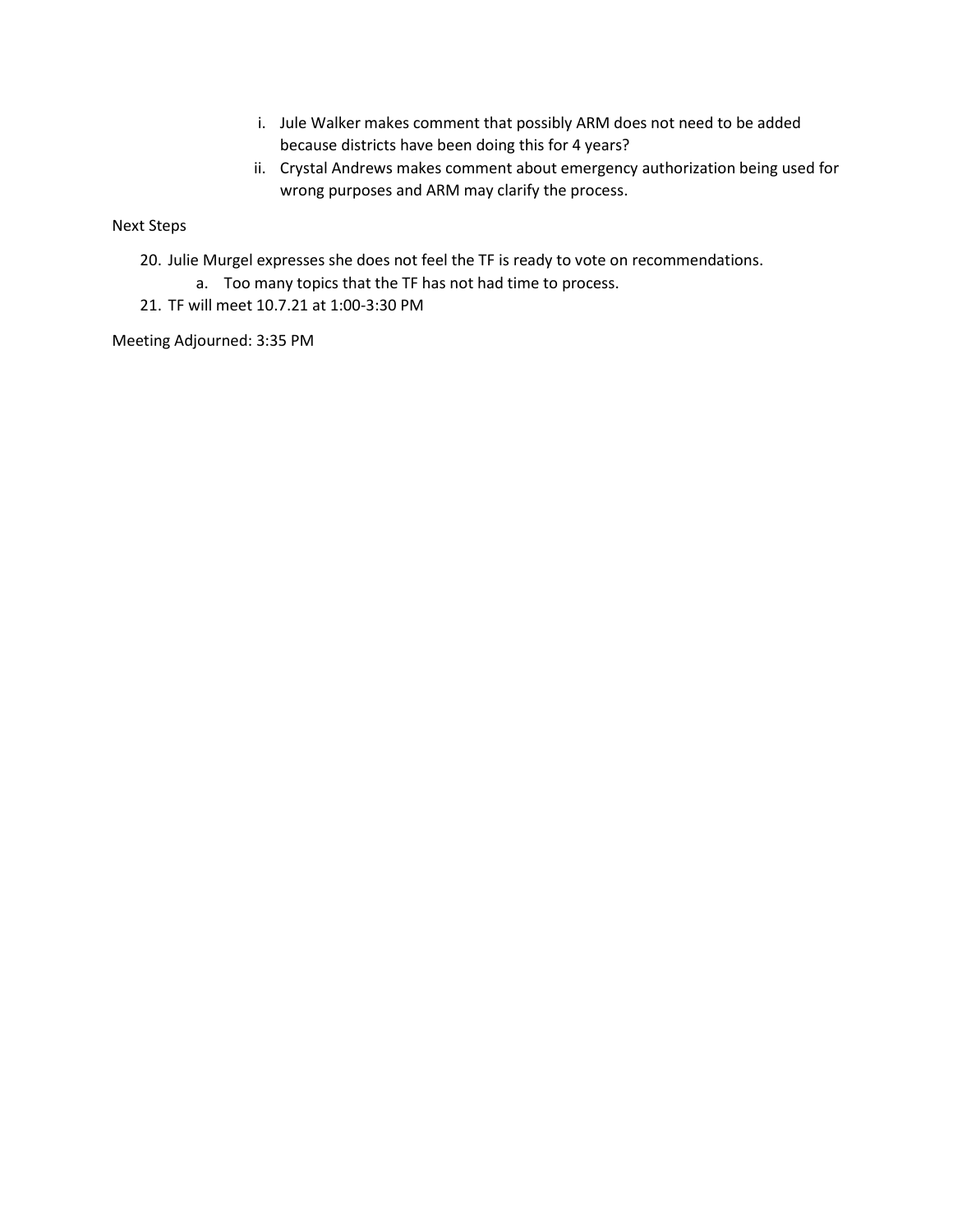i. Jule Walker makes comment that possibly ARM does not need to be added because districts have been doing this for 4 years?
   ii. Crystal Andrews makes comment about emergency authorization being used for wrong purposes and ARM may clarify the process.

Next Steps

20. Julie Murgel expresses she does not feel the TF is ready to vote on recommendations.
    a. Too many topics that the TF has not had time to process.
21. TF will meet 10.7.21 at 1:00-3:30 PM

Meeting Adjourned: 3:35 PM